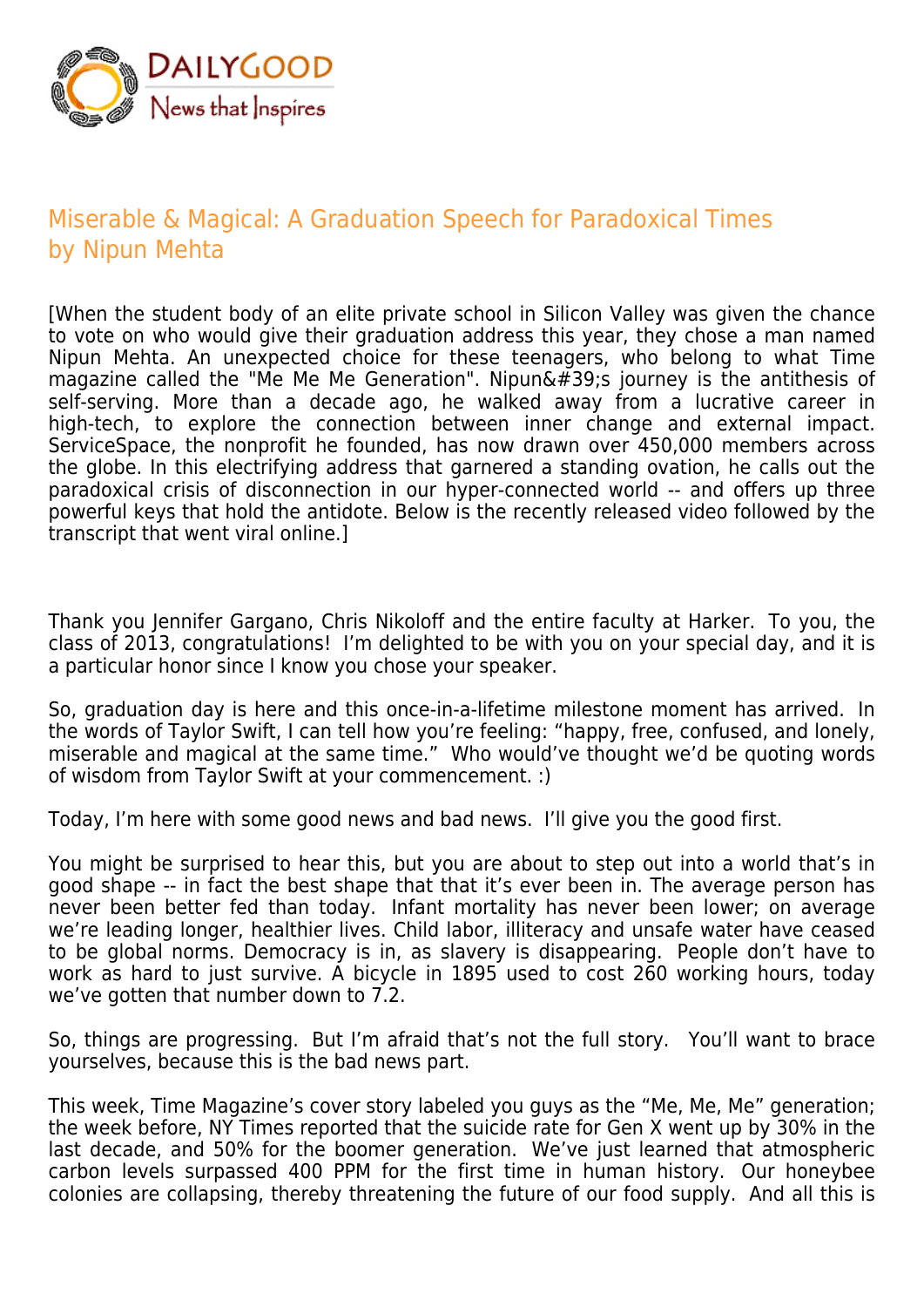# Miserable & Magical: A Graduation Speech for Paradoxical Times
by Nipun Mehta

[When the student body of an elite private school in Silicon Valley was given the chance to vote on who would give their graduation address this year, they chose a man named Nipun Mehta. An unexpected choice for these teenagers, who belong to what Time magazine called the "Me Me Me Generation". Nipun&#39;s journey is the antithesis of self-serving. More than a decade ago, he walked away from a lucrative career in high-tech, to explore the connection between inner change and external impact. ServiceSpace, the nonprofit he founded, has now drawn over 450,000 members across the globe. In this electrifying address that garnered a standing ovation, he calls out the paradoxical crisis of disconnection in our hyper-connected world -- and offers up three powerful keys that hold the antidote. Below is the recently released video followed by the transcript that went viral online.]

Thank you Jennifer Gargano, Chris Nikoloff and the entire faculty at Harker. To you, the class of 2013, congratulations! I'm delighted to be with you on your special day, and it is a particular honor since I know you chose your speaker.

So, graduation day is here and this once-in-a-lifetime milestone moment has arrived. In the words of Taylor Swift, I can tell how you're feeling: "happy, free, confused, and lonely, miserable and magical at the same time." Who would've thought we'd be quoting words of wisdom from Taylor Swift at your commencement. :)

Today, I'm here with some good news and bad news. I'll give you the good first.

You might be surprised to hear this, but you are about to step out into a world that's in good shape -- in fact the best shape that that it's ever been in. The average person has never been better fed than today. Infant mortality has never been lower; on average we're leading longer, healthier lives. Child labor, illiteracy and unsafe water have ceased to be global norms. Democracy is in, as slavery is disappearing. People don't have to work as hard to just survive. A bicycle in 1895 used to cost 260 working hours, today we've gotten that number down to 7.2.

So, things are progressing. But I'm afraid that's not the full story. You'll want to brace yourselves, because this is the bad news part.

This week, Time Magazine's cover story labeled you guys as the "Me, Me, Me" generation; the week before, NY Times reported that the suicide rate for Gen X went up by 30% in the last decade, and 50% for the boomer generation. We've just learned that atmospheric carbon levels surpassed 400 PPM for the first time in human history. Our honeybee colonies are collapsing, thereby threatening the future of our food supply. And all this is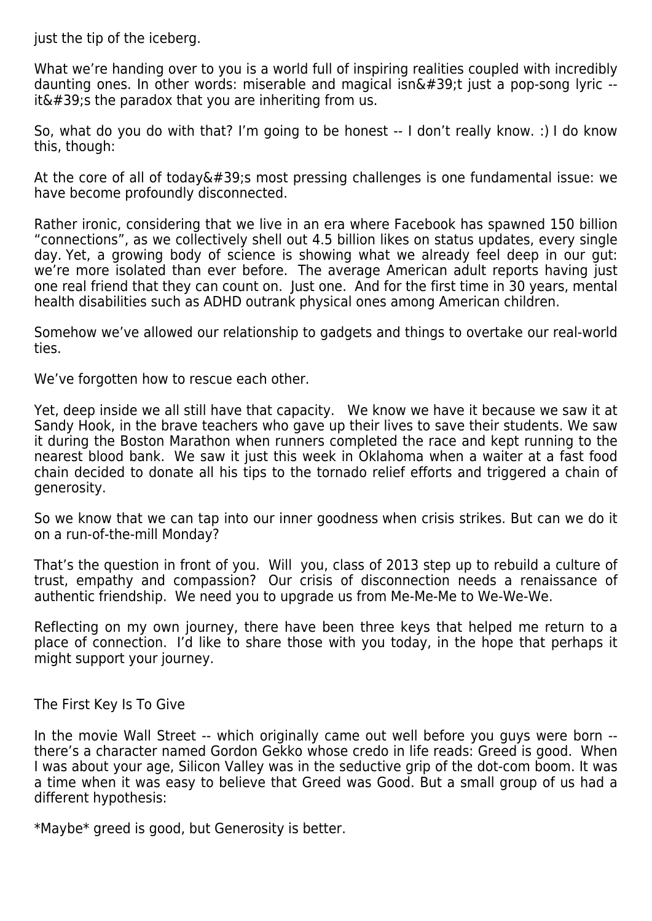just the tip of the iceberg.

What we’re handing over to you is a world full of inspiring realities coupled with incredibly daunting ones. In other words: miserable and magical isn&#39;t just a pop-song lyric -- it&#39;s the paradox that you are inheriting from us.

So, what do you do with that? I’m going to be honest -- I don’t really know. :) I do know this, though:

At the core of all of today&#39;s most pressing challenges is one fundamental issue: we have become profoundly disconnected.

Rather ironic, considering that we live in an era where Facebook has spawned 150 billion “connections”, as we collectively shell out 4.5 billion likes on status updates, every single day. Yet, a growing body of science is showing what we already feel deep in our gut: we’re more isolated than ever before. The average American adult reports having just one real friend that they can count on. Just one. And for the first time in 30 years, mental health disabilities such as ADHD outrank physical ones among American children.

Somehow we’ve allowed our relationship to gadgets and things to overtake our real-world ties.

We’ve forgotten how to rescue each other.

Yet, deep inside we all still have that capacity. We know we have it because we saw it at Sandy Hook, in the brave teachers who gave up their lives to save their students. We saw it during the Boston Marathon when runners completed the race and kept running to the nearest blood bank. We saw it just this week in Oklahoma when a waiter at a fast food chain decided to donate all his tips to the tornado relief efforts and triggered a chain of generosity.

So we know that we can tap into our inner goodness when crisis strikes. But can we do it on a run-of-the-mill Monday?

That’s the question in front of you. Will you, class of 2013 step up to rebuild a culture of trust, empathy and compassion? Our crisis of disconnection needs a renaissance of authentic friendship. We need you to upgrade us from Me-Me-Me to We-We-We.

Reflecting on my own journey, there have been three keys that helped me return to a place of connection. I’d like to share those with you today, in the hope that perhaps it might support your journey.

## The First Key Is To Give

In the movie Wall Street -- which originally came out well before you guys were born -- there’s a character named Gordon Gekko whose credo in life reads: Greed is good. When I was about your age, Silicon Valley was in the seductive grip of the dot-com boom. It was a time when it was easy to believe that Greed was Good. But a small group of us had a different hypothesis:

*Maybe* greed is good, but Generosity is better.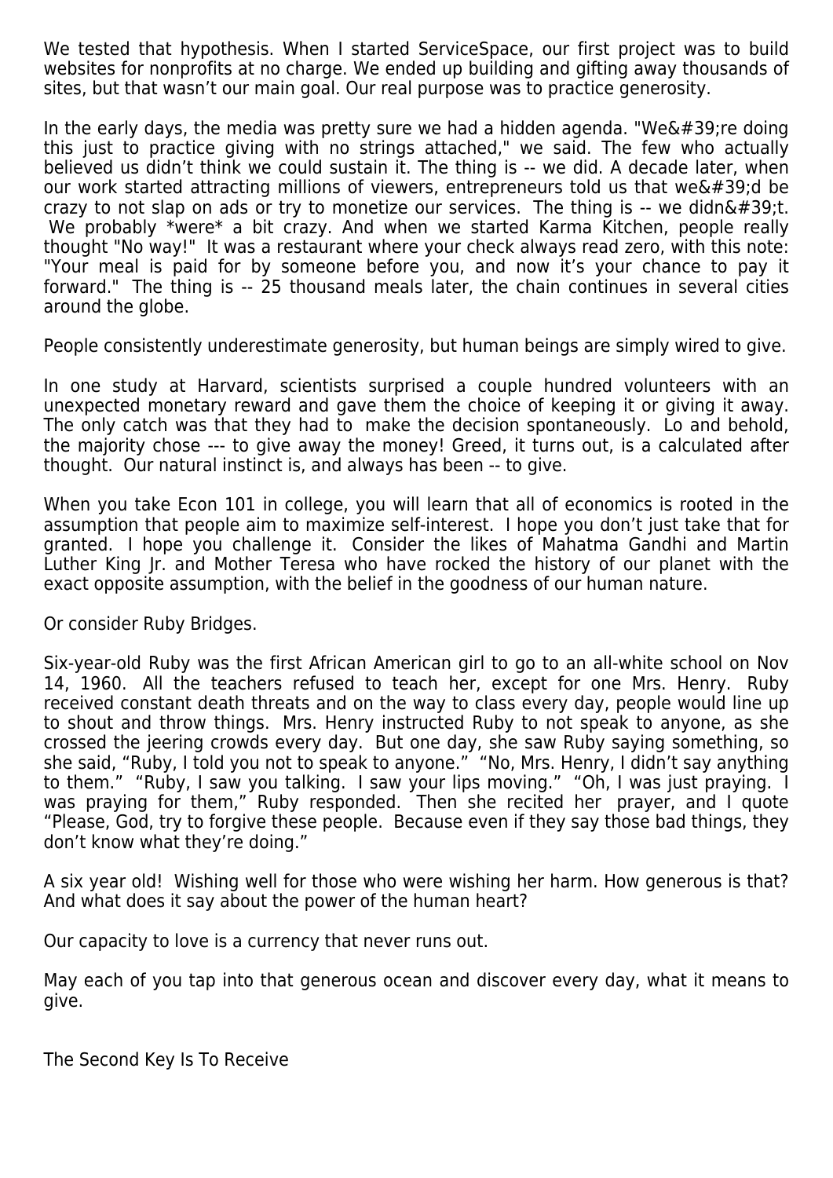We tested that hypothesis. When I started ServiceSpace, our first project was to build websites for nonprofits at no charge. We ended up building and gifting away thousands of sites, but that wasn't our main goal. Our real purpose was to practice generosity.

In the early days, the media was pretty sure we had a hidden agenda. "We&#39;re doing this just to practice giving with no strings attached," we said. The few who actually believed us didn't think we could sustain it. The thing is -- we did. A decade later, when our work started attracting millions of viewers, entrepreneurs told us that we&#39;d be crazy to not slap on ads or try to monetize our services. The thing is -- we didn&#39;t. We probably *were* a bit crazy. And when we started Karma Kitchen, people really thought "No way!" It was a restaurant where your check always read zero, with this note: "Your meal is paid for by someone before you, and now it's your chance to pay it forward." The thing is -- 25 thousand meals later, the chain continues in several cities around the globe.

People consistently underestimate generosity, but human beings are simply wired to give.

In one study at Harvard, scientists surprised a couple hundred volunteers with an unexpected monetary reward and gave them the choice of keeping it or giving it away. The only catch was that they had to make the decision spontaneously. Lo and behold, the majority chose --- to give away the money! Greed, it turns out, is a calculated after thought. Our natural instinct is, and always has been -- to give.

When you take Econ 101 in college, you will learn that all of economics is rooted in the assumption that people aim to maximize self-interest. I hope you don't just take that for granted. I hope you challenge it. Consider the likes of Mahatma Gandhi and Martin Luther King Jr. and Mother Teresa who have rocked the history of our planet with the exact opposite assumption, with the belief in the goodness of our human nature.

Or consider Ruby Bridges.

Six-year-old Ruby was the first African American girl to go to an all-white school on Nov 14, 1960. All the teachers refused to teach her, except for one Mrs. Henry. Ruby received constant death threats and on the way to class every day, people would line up to shout and throw things. Mrs. Henry instructed Ruby to not speak to anyone, as she crossed the jeering crowds every day. But one day, she saw Ruby saying something, so she said, "Ruby, I told you not to speak to anyone." "No, Mrs. Henry, I didn't say anything to them." "Ruby, I saw you talking. I saw your lips moving." "Oh, I was just praying. I was praying for them," Ruby responded. Then she recited her prayer, and I quote "Please, God, try to forgive these people. Because even if they say those bad things, they don't know what they're doing."

A six year old! Wishing well for those who were wishing her harm. How generous is that? And what does it say about the power of the human heart?

Our capacity to love is a currency that never runs out.

May each of you tap into that generous ocean and discover every day, what it means to give.

## The Second Key Is To Receive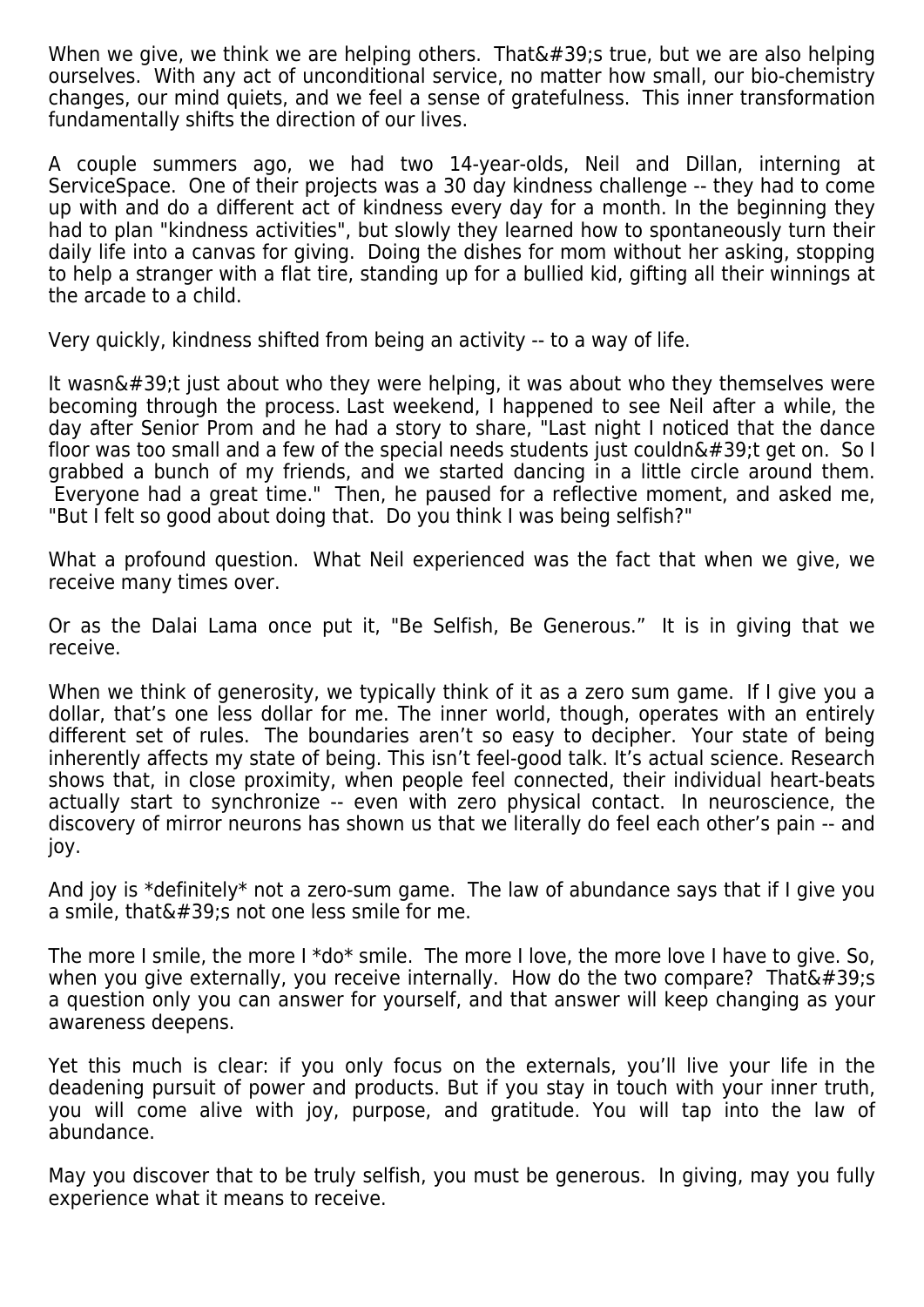When we give, we think we are helping others. That&#39;s true, but we are also helping ourselves. With any act of unconditional service, no matter how small, our bio-chemistry changes, our mind quiets, and we feel a sense of gratefulness. This inner transformation fundamentally shifts the direction of our lives.

A couple summers ago, we had two 14-year-olds, Neil and Dillan, interning at ServiceSpace. One of their projects was a 30 day kindness challenge -- they had to come up with and do a different act of kindness every day for a month. In the beginning they had to plan "kindness activities", but slowly they learned how to spontaneously turn their daily life into a canvas for giving. Doing the dishes for mom without her asking, stopping to help a stranger with a flat tire, standing up for a bullied kid, gifting all their winnings at the arcade to a child.

Very quickly, kindness shifted from being an activity -- to a way of life.

It wasn&#39;t just about who they were helping, it was about who they themselves were becoming through the process. Last weekend, I happened to see Neil after a while, the day after Senior Prom and he had a story to share, "Last night I noticed that the dance floor was too small and a few of the special needs students just couldn&#39;t get on. So I grabbed a bunch of my friends, and we started dancing in a little circle around them. Everyone had a great time." Then, he paused for a reflective moment, and asked me, "But I felt so good about doing that. Do you think I was being selfish?"

What a profound question. What Neil experienced was the fact that when we give, we receive many times over.

Or as the Dalai Lama once put it, "Be Selfish, Be Generous." It is in giving that we receive.

When we think of generosity, we typically think of it as a zero sum game. If I give you a dollar, that's one less dollar for me. The inner world, though, operates with an entirely different set of rules. The boundaries aren't so easy to decipher. Your state of being inherently affects my state of being. This isn't feel-good talk. It's actual science. Research shows that, in close proximity, when people feel connected, their individual heart-beats actually start to synchronize -- even with zero physical contact. In neuroscience, the discovery of mirror neurons has shown us that we literally do feel each other's pain -- and joy.

And joy is *definitely* not a zero-sum game. The law of abundance says that if I give you a smile, that&#39;s not one less smile for me.

The more I smile, the more I *do* smile. The more I love, the more love I have to give. So, when you give externally, you receive internally. How do the two compare? That&#39;s a question only you can answer for yourself, and that answer will keep changing as your awareness deepens.

Yet this much is clear: if you only focus on the externals, you'll live your life in the deadening pursuit of power and products. But if you stay in touch with your inner truth, you will come alive with joy, purpose, and gratitude. You will tap into the law of abundance.

May you discover that to be truly selfish, you must be generous. In giving, may you fully experience what it means to receive.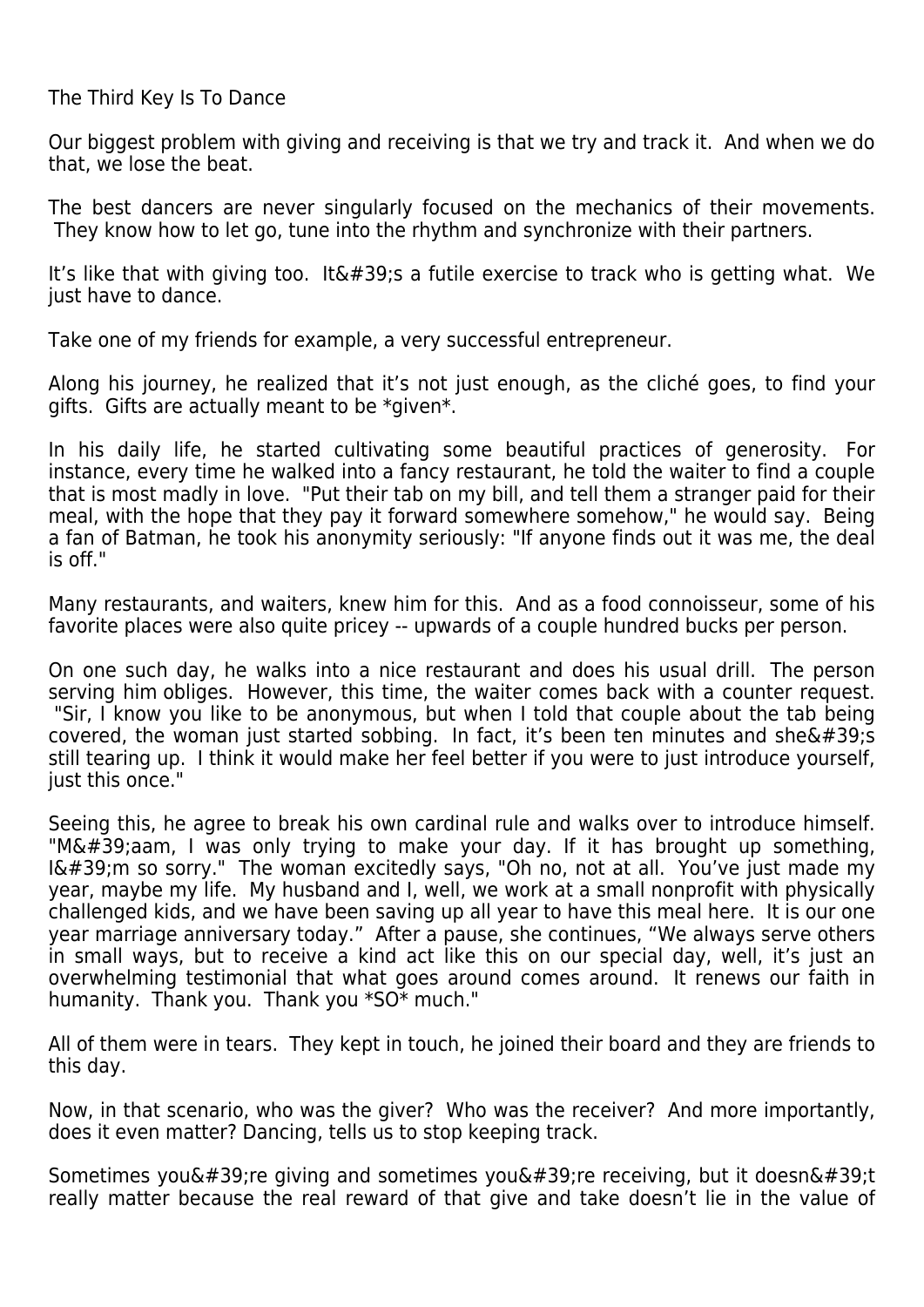The Third Key Is To Dance

Our biggest problem with giving and receiving is that we try and track it. And when we do that, we lose the beat.

The best dancers are never singularly focused on the mechanics of their movements. They know how to let go, tune into the rhythm and synchronize with their partners.

It’s like that with giving too. It&#39;s a futile exercise to track who is getting what. We just have to dance.

Take one of my friends for example, a very successful entrepreneur.

Along his journey, he realized that it’s not just enough, as the cliché goes, to find your gifts. Gifts are actually meant to be *given*.

In his daily life, he started cultivating some beautiful practices of generosity. For instance, every time he walked into a fancy restaurant, he told the waiter to find a couple that is most madly in love. "Put their tab on my bill, and tell them a stranger paid for their meal, with the hope that they pay it forward somewhere somehow," he would say. Being a fan of Batman, he took his anonymity seriously: "If anyone finds out it was me, the deal is off."

Many restaurants, and waiters, knew him for this. And as a food connoisseur, some of his favorite places were also quite pricey -- upwards of a couple hundred bucks per person.

On one such day, he walks into a nice restaurant and does his usual drill. The person serving him obliges. However, this time, the waiter comes back with a counter request. "Sir, I know you like to be anonymous, but when I told that couple about the tab being covered, the woman just started sobbing. In fact, it’s been ten minutes and she&#39;s still tearing up. I think it would make her feel better if you were to just introduce yourself, just this once."

Seeing this, he agree to break his own cardinal rule and walks over to introduce himself. "M&#39;aam, I was only trying to make your day. If it has brought up something, I&#39;m so sorry." The woman excitedly says, "Oh no, not at all. You’ve just made my year, maybe my life. My husband and I, well, we work at a small nonprofit with physically challenged kids, and we have been saving up all year to have this meal here. It is our one year marriage anniversary today.” After a pause, she continues, “We always serve others in small ways, but to receive a kind act like this on our special day, well, it’s just an overwhelming testimonial that what goes around comes around. It renews our faith in humanity. Thank you. Thank you *SO* much."

All of them were in tears. They kept in touch, he joined their board and they are friends to this day.

Now, in that scenario, who was the giver? Who was the receiver? And more importantly, does it even matter? Dancing, tells us to stop keeping track.

Sometimes you&#39;re giving and sometimes you&#39;re receiving, but it doesn&#39;t really matter because the real reward of that give and take doesn’t lie in the value of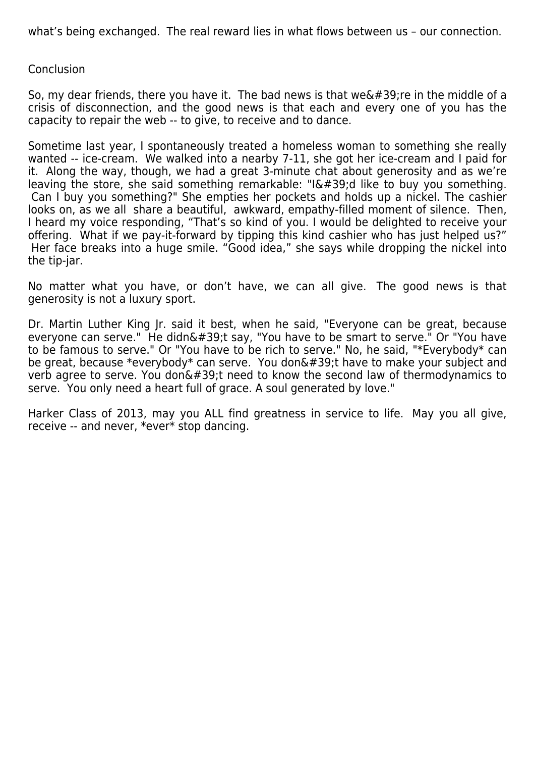what's being exchanged.  The real reward lies in what flows between us – our connection.

## Conclusion

So, my dear friends, there you have it.  The bad news is that we&#39;re in the middle of a crisis of disconnection, and the good news is that each and every one of you has the capacity to repair the web -- to give, to receive and to dance.

Sometime last year, I spontaneously treated a homeless woman to something she really wanted -- ice-cream.  We walked into a nearby 7-11, she got her ice-cream and I paid for it.  Along the way, though, we had a great 3-minute chat about generosity and as we're leaving the store, she said something remarkable: "I&#39;d like to buy you something.  Can I buy you something?" She empties her pockets and holds up a nickel. The cashier looks on, as we all  share a beautiful,  awkward, empathy-filled moment of silence.  Then, I heard my voice responding, "That's so kind of you. I would be delighted to receive your offering.  What if we pay-it-forward by tipping this kind cashier who has just helped us?"  Her face breaks into a huge smile. "Good idea," she says while dropping the nickel into the tip-jar.

No matter what you have, or don't have, we can all give.  The good news is that generosity is not a luxury sport.

Dr. Martin Luther King Jr. said it best, when he said, "Everyone can be great, because everyone can serve."  He didn&#39;t say, "You have to be smart to serve." Or "You have to be famous to serve." Or "You have to be rich to serve." No, he said, "*Everybody* can be great, because *everybody* can serve.  You don&#39;t have to make your subject and verb agree to serve. You don&#39;t need to know the second law of thermodynamics to serve.  You only need a heart full of grace. A soul generated by love."

Harker Class of 2013, may you ALL find greatness in service to life.  May you all give, receive -- and never, *ever* stop dancing.